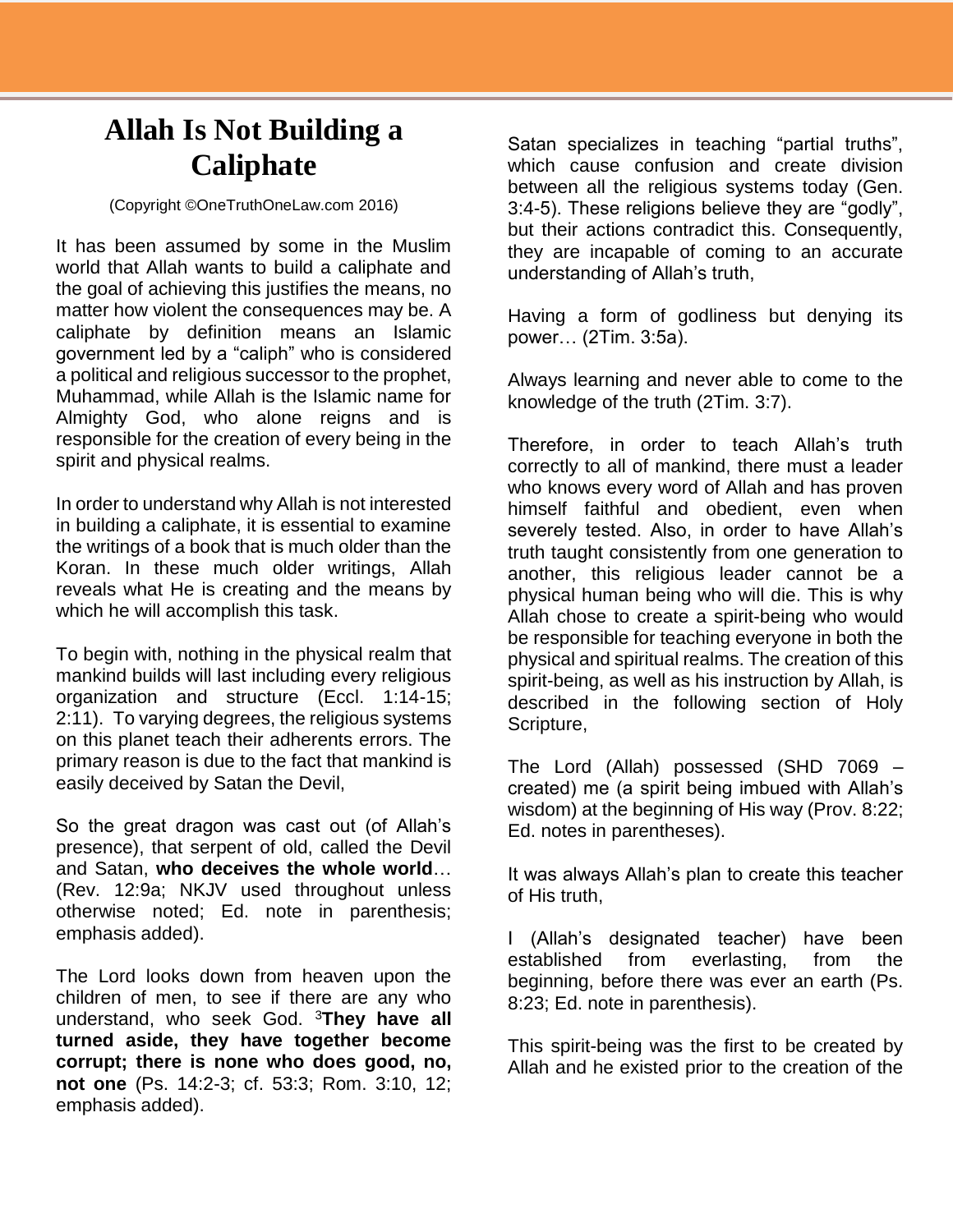# Allah Is Not Building a Caliphate

(Copyright ©OneTruthOneLaw.com 2016)

It has been assumed by some in the Muslim world that Allah wants to build a caliphate and the goal of achieving this justifies the means, no matter how violent the consequences may be. A caliphate by definition means an Islamic government led by a "caliph" who is considered a political and religious successor to the prophet, Muhammad, while Allah is the Islamic name for Almighty God, who alone reigns and is responsible for the creation of every being in the spirit and physical realms.

In order to understand why Allah is not interested in building a caliphate, it is essential to examine the writings of a book that is much older than the Koran. In these much older writings, Allah reveals what He is creating and the means by which he will accomplish this task.

To begin with, nothing in the physical realm that mankind builds will last including every religious organization and structure (Eccl. 1:14-15; 2:11). To varying degrees, the religious systems on this planet teach their adherents errors. The primary reason is due to the fact that mankind is easily deceived by Satan the Devil,

So the great dragon was cast out (of Allah's presence), that serpent of old, called the Devil and Satan, **who deceives the whole world**… (Rev. 12:9a; NKJV used throughout unless otherwise noted; Ed. note in parenthesis; emphasis added).

The Lord looks down from heaven upon the children of men, to see if there are any who understand, who seek God. [3]**They have all turned aside, they have together become corrupt; there is none who does good, no, not one** (Ps. 14:2-3; cf. 53:3; Rom. 3:10, 12; emphasis added).

Satan specializes in teaching "partial truths", which cause confusion and create division between all the religious systems today (Gen. 3:4-5). These religions believe they are "godly", but their actions contradict this. Consequently, they are incapable of coming to an accurate understanding of Allah's truth,

Having a form of godliness but denying its power… (2Tim. 3:5a).

Always learning and never able to come to the knowledge of the truth (2Tim. 3:7).

Therefore, in order to teach Allah's truth correctly to all of mankind, there must a leader who knows every word of Allah and has proven himself faithful and obedient, even when severely tested. Also, in order to have Allah's truth taught consistently from one generation to another, this religious leader cannot be a physical human being who will die. This is why Allah chose to create a spirit-being who would be responsible for teaching everyone in both the physical and spiritual realms. The creation of this spirit-being, as well as his instruction by Allah, is described in the following section of Holy Scripture,

The Lord (Allah) possessed (SHD 7069 – created) me (a spirit being imbued with Allah's wisdom) at the beginning of His way (Prov. 8:22; Ed. notes in parentheses).

It was always Allah's plan to create this teacher of His truth,

I (Allah's designated teacher) have been established from everlasting, from the beginning, before there was ever an earth (Ps. 8:23; Ed. note in parenthesis).

This spirit-being was the first to be created by Allah and he existed prior to the creation of the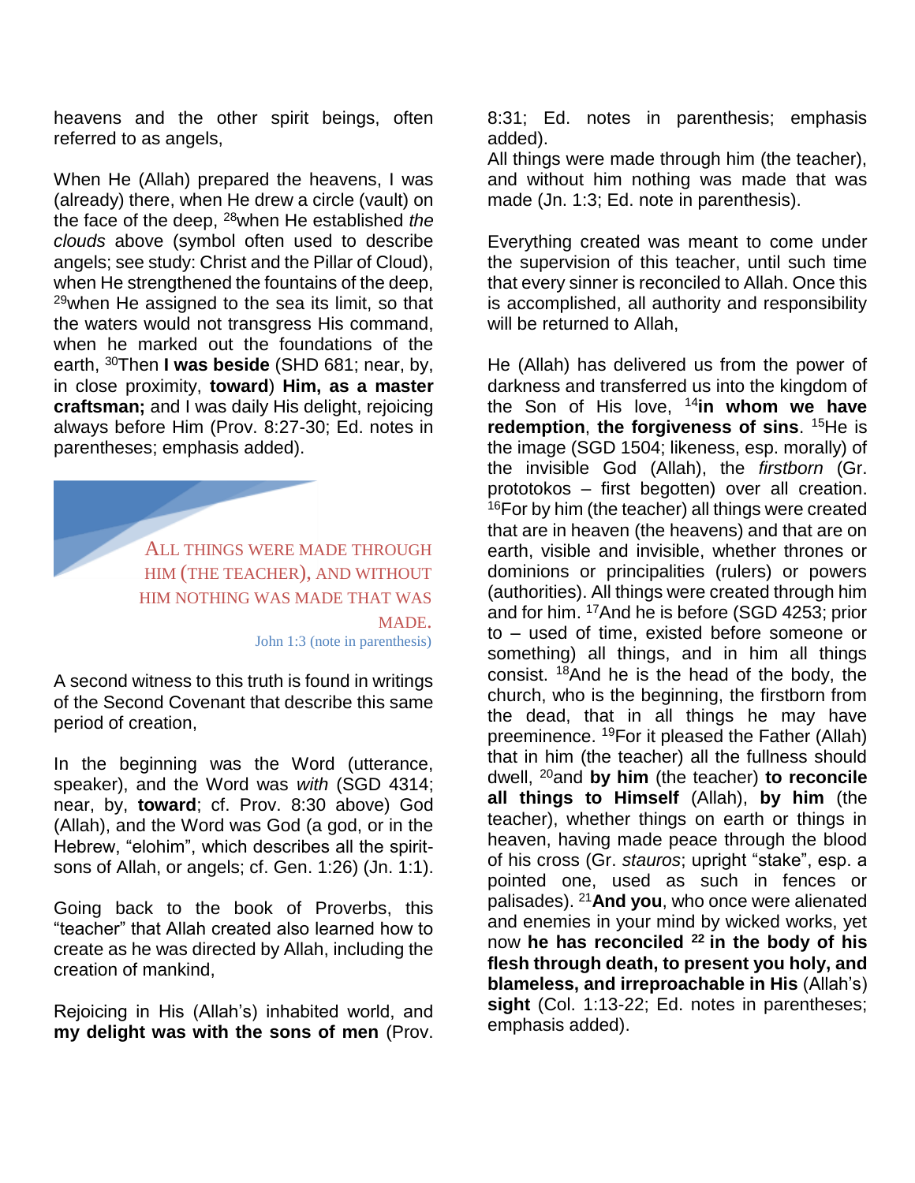heavens and the other spirit beings, often referred to as angels,

When He (Allah) prepared the heavens, I was (already) there, when He drew a circle (vault) on the face of the deep, [28]when He established *the clouds* above (symbol often used to describe angels; see study: Christ and the Pillar of Cloud), when He strengthened the fountains of the deep, [29]when He assigned to the sea its limit, so that the waters would not transgress His command, when he marked out the foundations of the earth, [30]Then **I was beside** (SHD 681; near, by, in close proximity, **toward**) **Him, as a master craftsman;** and I was daily His delight, rejoicing always before Him (Prov. 8:27-30; Ed. notes in parentheses; emphasis added).

> ALL THINGS WERE MADE THROUGH HIM (THE TEACHER), AND WITHOUT HIM NOTHING WAS MADE THAT WAS MADE.
> John 1:3 (note in parenthesis)

A second witness to this truth is found in writings of the Second Covenant that describe this same period of creation,

In the beginning was the Word (utterance, speaker), and the Word was *with* (SGD 4314; near, by, **toward**; cf. Prov. 8:30 above) God (Allah), and the Word was God (a god, or in the Hebrew, "elohim", which describes all the spirit-sons of Allah, or angels; cf. Gen. 1:26) (Jn. 1:1).

Going back to the book of Proverbs, this "teacher" that Allah created also learned how to create as he was directed by Allah, including the creation of mankind,

Rejoicing in His (Allah's) inhabited world, and **my delight was with the sons of men** (Prov. 8:31; Ed. notes in parenthesis; emphasis added).

All things were made through him (the teacher), and without him nothing was made that was made (Jn. 1:3; Ed. note in parenthesis).

Everything created was meant to come under the supervision of this teacher, until such time that every sinner is reconciled to Allah. Once this is accomplished, all authority and responsibility will be returned to Allah,

He (Allah) has delivered us from the power of darkness and transferred us into the kingdom of the Son of His love, [14]**in whom we have redemption**, **the forgiveness of sins**. [15]He is the image (SGD 1504; likeness, esp. morally) of the invisible God (Allah), the *firstborn* (Gr. prototokos – first begotten) over all creation. [16]For by him (the teacher) all things were created that are in heaven (the heavens) and that are on earth, visible and invisible, whether thrones or dominions or principalities (rulers) or powers (authorities). All things were created through him and for him. [17]And he is before (SGD 4253; prior to – used of time, existed before someone or something) all things, and in him all things consist. [18]And he is the head of the body, the church, who is the beginning, the firstborn from the dead, that in all things he may have preeminence. [19]For it pleased the Father (Allah) that in him (the teacher) all the fullness should dwell, [20]and **by him** (the teacher) **to reconcile all things to Himself** (Allah), **by him** (the teacher), whether things on earth or things in heaven, having made peace through the blood of his cross (Gr. *stauros*; upright "stake", esp. a pointed one, used as such in fences or palisades). [21]**And you**, who once were alienated and enemies in your mind by wicked works, yet now **he has reconciled [22] in the body of his flesh through death, to present you holy, and blameless, and irreproachable in His** (Allah's) **sight** (Col. 1:13-22; Ed. notes in parentheses; emphasis added).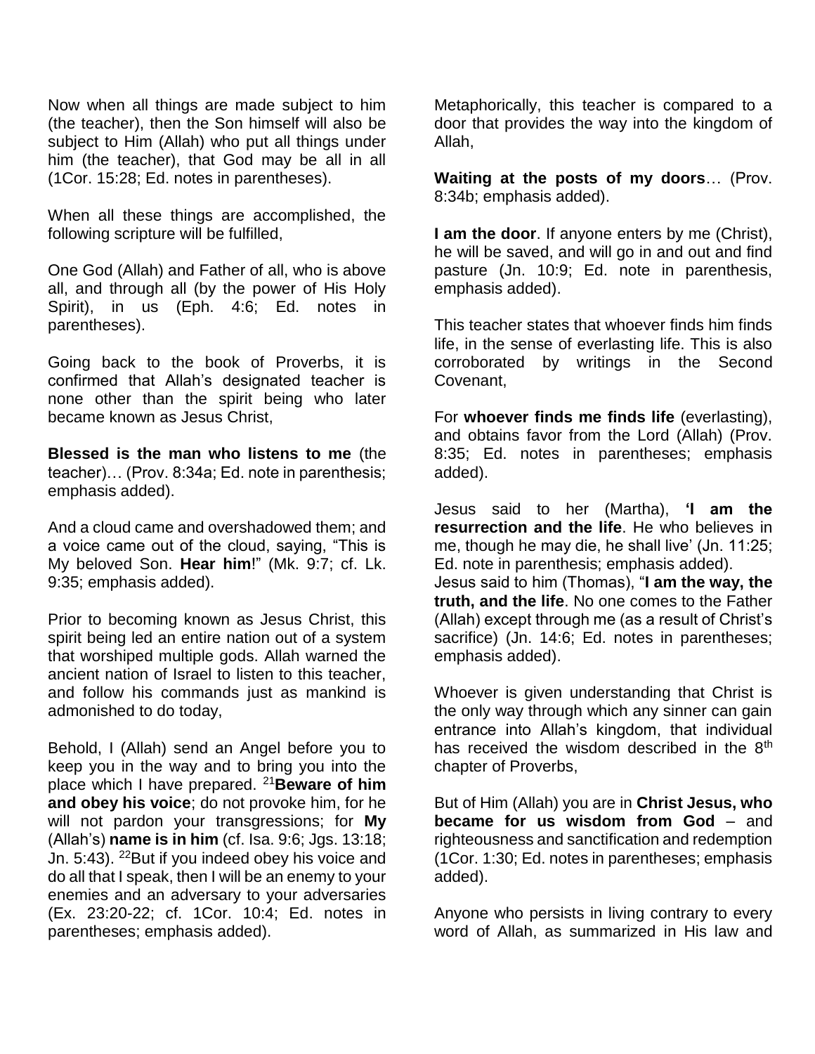Now when all things are made subject to him (the teacher), then the Son himself will also be subject to Him (Allah) who put all things under him (the teacher), that God may be all in all (1Cor. 15:28; Ed. notes in parentheses).

When all these things are accomplished, the following scripture will be fulfilled,

One God (Allah) and Father of all, who is above all, and through all (by the power of His Holy Spirit), in us (Eph. 4:6; Ed. notes in parentheses).

Going back to the book of Proverbs, it is confirmed that Allah's designated teacher is none other than the spirit being who later became known as Jesus Christ,

**Blessed is the man who listens to me** (the teacher)… (Prov. 8:34a; Ed. note in parenthesis; emphasis added).

And a cloud came and overshadowed them; and a voice came out of the cloud, saying, "This is My beloved Son. **Hear him**!" (Mk. 9:7; cf. Lk. 9:35; emphasis added).

Prior to becoming known as Jesus Christ, this spirit being led an entire nation out of a system that worshiped multiple gods. Allah warned the ancient nation of Israel to listen to this teacher, and follow his commands just as mankind is admonished to do today,

Behold, I (Allah) send an Angel before you to keep you in the way and to bring you into the place which I have prepared. [21]**Beware of him and obey his voice**; do not provoke him, for he will not pardon your transgressions; for **My** (Allah's) **name is in him** (cf. Isa. 9:6; Jgs. 13:18; Jn. 5:43). [22]But if you indeed obey his voice and do all that I speak, then I will be an enemy to your enemies and an adversary to your adversaries (Ex. 23:20-22; cf. 1Cor. 10:4; Ed. notes in parentheses; emphasis added).

Metaphorically, this teacher is compared to a door that provides the way into the kingdom of Allah,

**Waiting at the posts of my doors**… (Prov. 8:34b; emphasis added).

**I am the door**. If anyone enters by me (Christ), he will be saved, and will go in and out and find pasture (Jn. 10:9; Ed. note in parenthesis, emphasis added).

This teacher states that whoever finds him finds life, in the sense of everlasting life. This is also corroborated by writings in the Second Covenant,

For **whoever finds me finds life** (everlasting), and obtains favor from the Lord (Allah) (Prov. 8:35; Ed. notes in parentheses; emphasis added).

Jesus said to her (Martha), **'I am the resurrection and the life**. He who believes in me, though he may die, he shall live' (Jn. 11:25; Ed. note in parenthesis; emphasis added).

Jesus said to him (Thomas), "**I am the way, the truth, and the life**. No one comes to the Father (Allah) except through me (as a result of Christ's sacrifice) (Jn. 14:6; Ed. notes in parentheses; emphasis added).

Whoever is given understanding that Christ is the only way through which any sinner can gain entrance into Allah's kingdom, that individual has received the wisdom described in the 8th chapter of Proverbs,

But of Him (Allah) you are in **Christ Jesus, who became for us wisdom from God** – and righteousness and sanctification and redemption (1Cor. 1:30; Ed. notes in parentheses; emphasis added).

Anyone who persists in living contrary to every word of Allah, as summarized in His law and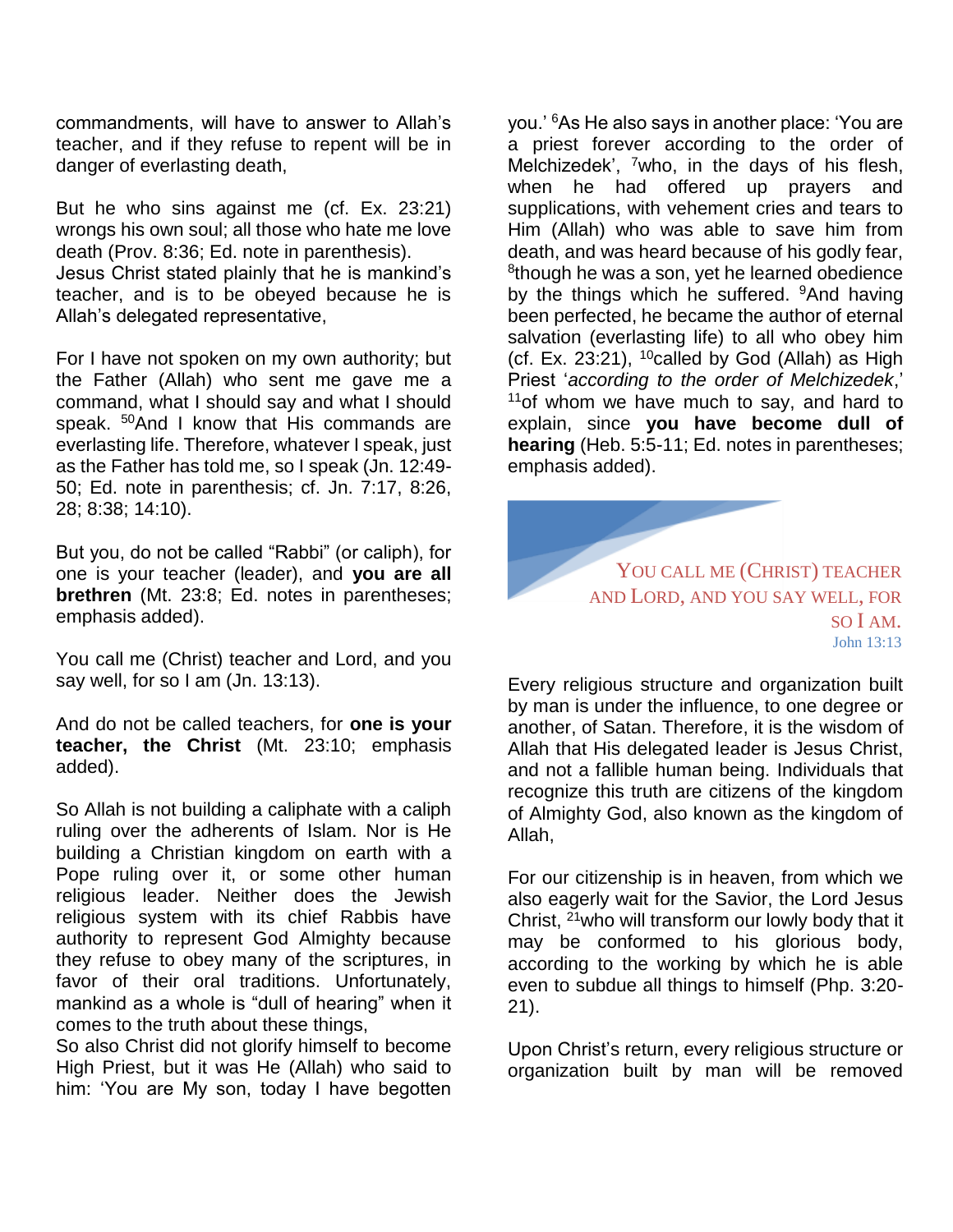commandments, will have to answer to Allah's teacher, and if they refuse to repent will be in danger of everlasting death,

But he who sins against me (cf. Ex. 23:21) wrongs his own soul; all those who hate me love death (Prov. 8:36; Ed. note in parenthesis).

Jesus Christ stated plainly that he is mankind's teacher, and is to be obeyed because he is Allah's delegated representative,

For I have not spoken on my own authority; but the Father (Allah) who sent me gave me a command, what I should say and what I should speak. [50]And I know that His commands are everlasting life. Therefore, whatever I speak, just as the Father has told me, so I speak (Jn. 12:49-50; Ed. note in parenthesis; cf. Jn. 7:17, 8:26, 28; 8:38; 14:10).

But you, do not be called "Rabbi" (or caliph), for one is your teacher (leader), and **you are all brethren** (Mt. 23:8; Ed. notes in parentheses; emphasis added).

You call me (Christ) teacher and Lord, and you say well, for so I am (Jn. 13:13).

And do not be called teachers, for **one is your teacher, the Christ** (Mt. 23:10; emphasis added).

So Allah is not building a caliphate with a caliph ruling over the adherents of Islam. Nor is He building a Christian kingdom on earth with a Pope ruling over it, or some other human religious leader. Neither does the Jewish religious system with its chief Rabbis have authority to represent God Almighty because they refuse to obey many of the scriptures, in favor of their oral traditions. Unfortunately, mankind as a whole is "dull of hearing" when it comes to the truth about these things,

So also Christ did not glorify himself to become High Priest, but it was He (Allah) who said to him: 'You are My son, today I have begotten you.' [6]As He also says in another place: 'You are a priest forever according to the order of Melchizedek', [7]who, in the days of his flesh, when he had offered up prayers and supplications, with vehement cries and tears to Him (Allah) who was able to save him from death, and was heard because of his godly fear, [8]though he was a son, yet he learned obedience by the things which he suffered. [9]And having been perfected, he became the author of eternal salvation (everlasting life) to all who obey him (cf. Ex. 23:21), [10]called by God (Allah) as High Priest '*according to the order of Melchizedek*,' [11]of whom we have much to say, and hard to explain, since **you have become dull of hearing** (Heb. 5:5-11; Ed. notes in parentheses; emphasis added).

YOU CALL ME (CHRIST) TEACHER AND LORD, AND YOU SAY WELL, FOR SO I AM.
John 13:13

Every religious structure and organization built by man is under the influence, to one degree or another, of Satan. Therefore, it is the wisdom of Allah that His delegated leader is Jesus Christ, and not a fallible human being. Individuals that recognize this truth are citizens of the kingdom of Almighty God, also known as the kingdom of Allah,

For our citizenship is in heaven, from which we also eagerly wait for the Savior, the Lord Jesus Christ, [21]who will transform our lowly body that it may be conformed to his glorious body, according to the working by which he is able even to subdue all things to himself (Php. 3:20-21).

Upon Christ's return, every religious structure or organization built by man will be removed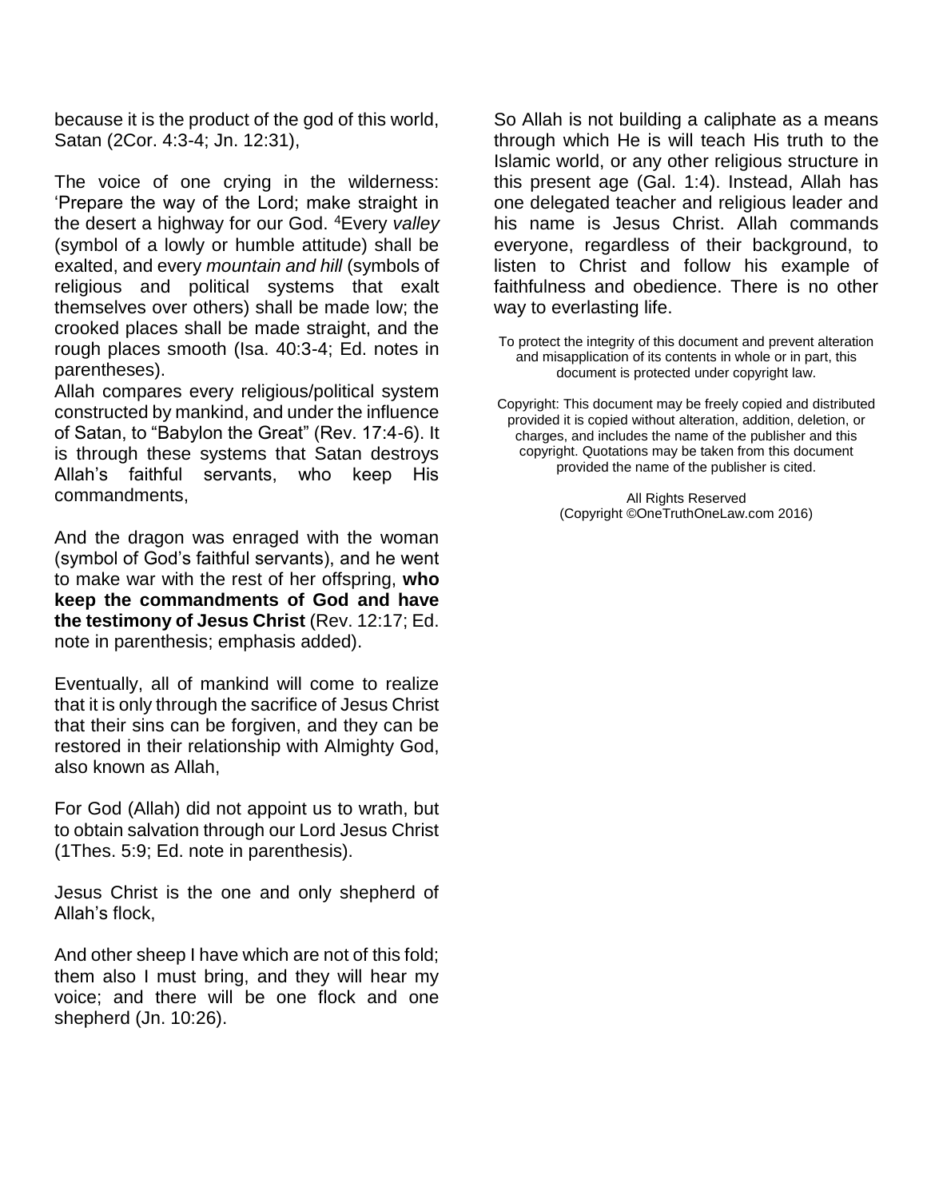because it is the product of the god of this world, Satan (2Cor. 4:3-4; Jn. 12:31),

The voice of one crying in the wilderness: 'Prepare the way of the Lord; make straight in the desert a highway for our God. [4]Every *valley* (symbol of a lowly or humble attitude) shall be exalted, and every *mountain and hill* (symbols of religious and political systems that exalt themselves over others) shall be made low; the crooked places shall be made straight, and the rough places smooth (Isa. 40:3-4; Ed. notes in parentheses).

Allah compares every religious/political system constructed by mankind, and under the influence of Satan, to "Babylon the Great" (Rev. 17:4-6). It is through these systems that Satan destroys Allah's faithful servants, who keep His commandments,

And the dragon was enraged with the woman (symbol of God's faithful servants), and he went to make war with the rest of her offspring, **who keep the commandments of God and have the testimony of Jesus Christ** (Rev. 12:17; Ed. note in parenthesis; emphasis added).

Eventually, all of mankind will come to realize that it is only through the sacrifice of Jesus Christ that their sins can be forgiven, and they can be restored in their relationship with Almighty God, also known as Allah,

For God (Allah) did not appoint us to wrath, but to obtain salvation through our Lord Jesus Christ (1Thes. 5:9; Ed. note in parenthesis).

Jesus Christ is the one and only shepherd of Allah's flock,

And other sheep I have which are not of this fold; them also I must bring, and they will hear my voice; and there will be one flock and one shepherd (Jn. 10:26).

So Allah is not building a caliphate as a means through which He is will teach His truth to the Islamic world, or any other religious structure in this present age (Gal. 1:4). Instead, Allah has one delegated teacher and religious leader and his name is Jesus Christ. Allah commands everyone, regardless of their background, to listen to Christ and follow his example of faithfulness and obedience. There is no other way to everlasting life.

To protect the integrity of this document and prevent alteration and misapplication of its contents in whole or in part, this document is protected under copyright law.

Copyright: This document may be freely copied and distributed provided it is copied without alteration, addition, deletion, or charges, and includes the name of the publisher and this copyright. Quotations may be taken from this document provided the name of the publisher is cited.

All Rights Reserved
(Copyright ©OneTruthOneLaw.com 2016)